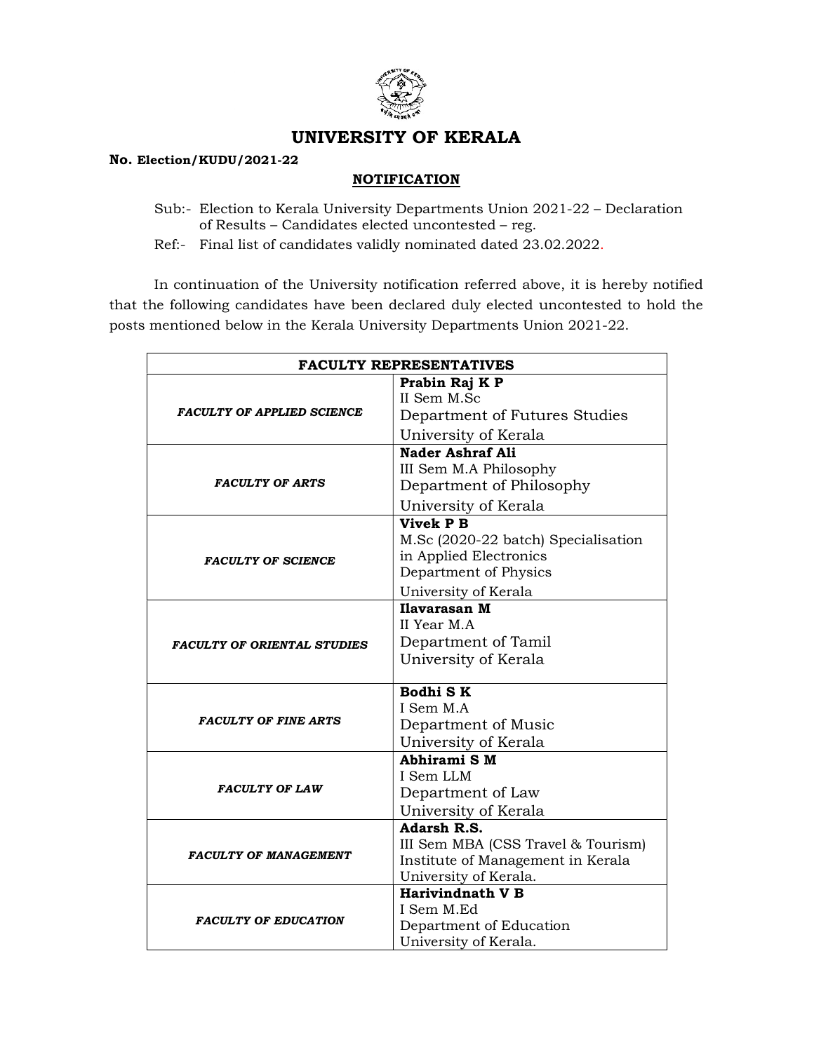# UNIVERSITY OF KERALA

**No. Election/KUDU/2021-22**

## NOTIFICATION

Sub:- Election to Kerala University Departments Union 2021-22 – Declaration of Results – Candidates elected uncontested – reg.

Ref:- Final list of candidates validly nominated dated 23.02.2022.

In continuation of the University notification referred above, it is hereby notified that the following candidates have been declared duly elected uncontested to hold the posts mentioned below in the Kerala University Departments Union 2021-22.

| **FACULTY REPRESENTATIVES** | |
|---|---|
| ***FACULTY OF APPLIED SCIENCE*** | **Prabin Raj K P**<br>II Sem M.Sc<br>Department of Futures Studies<br>University of Kerala |
| ***FACULTY OF ARTS*** | **Nader Ashraf Ali**<br>III Sem M.A Philosophy<br>Department of Philosophy<br>University of Kerala |
| ***FACULTY OF SCIENCE*** | **Vivek P B**<br>M.Sc (2020-22 batch) Specialisation in Applied Electronics<br>Department of Physics<br>University of Kerala |
| ***FACULTY OF ORIENTAL STUDIES*** | **Ilavarasan M**<br>II Year M.A<br>Department of Tamil<br>University of Kerala |
| ***FACULTY OF FINE ARTS*** | **Bodhi S K**<br>I Sem M.A<br>Department of Music<br>University of Kerala |
| ***FACULTY OF LAW*** | **Abhirami S M**<br>I Sem LLM<br>Department of Law<br>University of Kerala |
| ***FACULTY OF MANAGEMENT*** | **Adarsh R.S.**<br>III Sem MBA (CSS Travel & Tourism)<br>Institute of Management in Kerala<br>University of Kerala. |
| ***FACULTY OF EDUCATION*** | **Harivindnath V B**<br>I Sem M.Ed<br>Department of Education<br>University of Kerala. |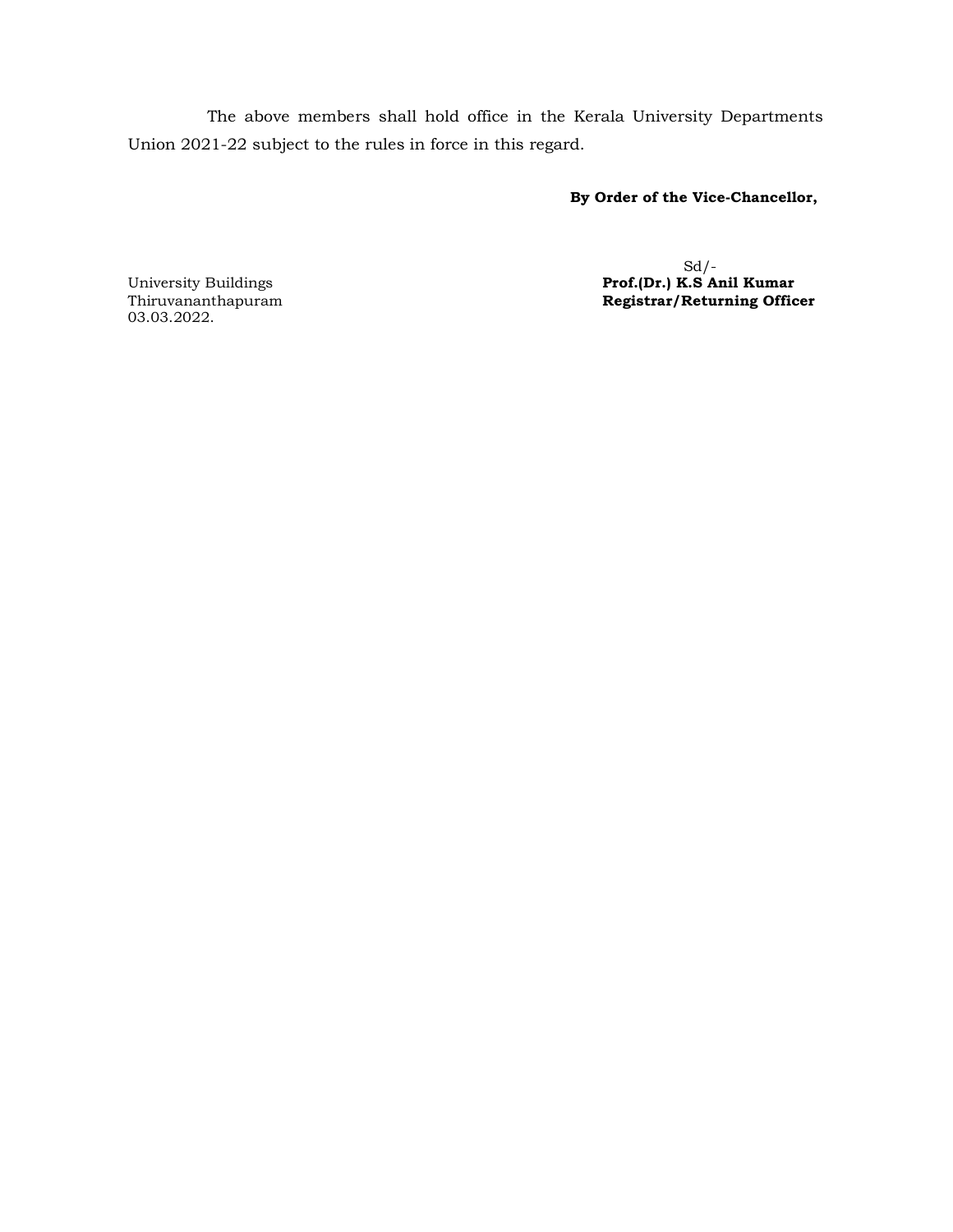The above members shall hold office in the Kerala University Departments Union 2021-22 subject to the rules in force in this regard.

**By Order of the Vice-Chancellor,**

Sd/-

**Prof.(Dr.) K.S Anil Kumar**
**Registrar/Returning Officer**

University Buildings
Thiruvananthapuram
03.03.2022.